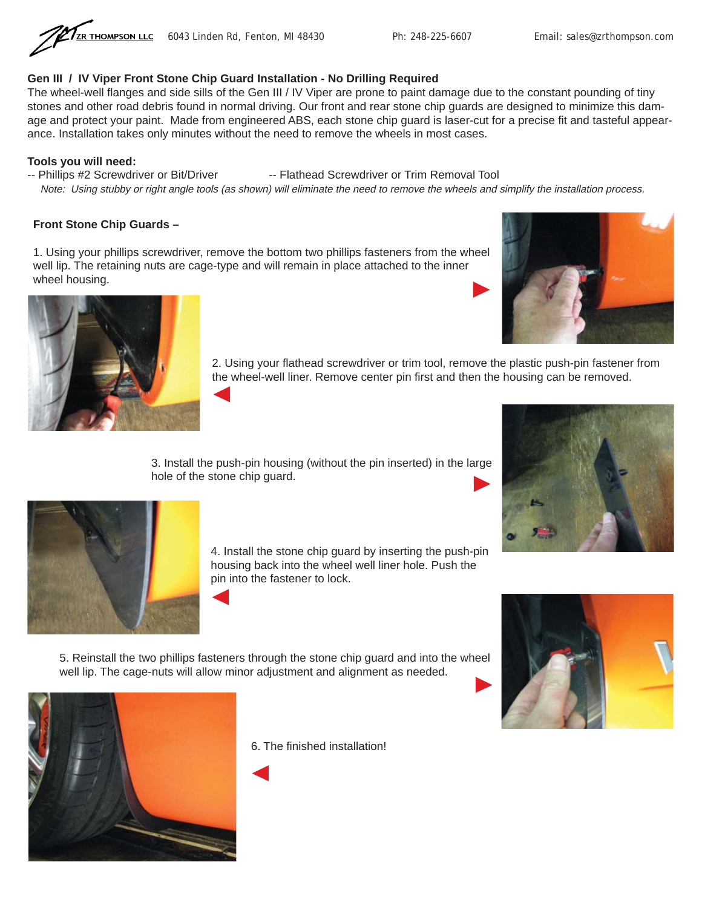ZR THOMPSON LLC 6043 Linden Rd, Fenton, MI 48430 Ph: 248-225-6607 Email: sales@zrthompson.com

## Gen III / IV Viper Front Stone Chip Guard Installation - No Drilling Required

The wheel-well flanges and side sills of the Gen III / IV Viper are prone to paint damage due to the constant pounding of tiny stones and other road debris found in normal driving. Our front and rear stone chip guards are designed to minimize this damage and protect your paint. Made from engineered ABS, each stone chip guard is laser-cut for a precise fit and tasteful appearance. Installation takes only minutes without the need to remove the wheels in most cases.

**Tools you will need:**

-- Phillips #2 Screwdriver or Bit/Driver -- Flathead Screwdriver or Trim Removal Tool

*Note: Using stubby or right angle tools (as shown) will eliminate the need to remove the wheels and simplify the installation process.*

### Front Stone Chip Guards –

1. Using your phillips screwdriver, remove the bottom two phillips fasteners from the wheel well lip. The retaining nuts are cage-type and will remain in place attached to the inner wheel housing.

2. Using your flathead screwdriver or trim tool, remove the plastic push-pin fastener from the wheel-well liner. Remove center pin first and then the housing can be removed.

3. Install the push-pin housing (without the pin inserted) in the large hole of the stone chip guard.

4. Install the stone chip guard by inserting the push-pin housing back into the wheel well liner hole. Push the pin into the fastener to lock.

5. Reinstall the two phillips fasteners through the stone chip guard and into the wheel well lip. The cage-nuts will allow minor adjustment and alignment as needed.

6. The finished installation!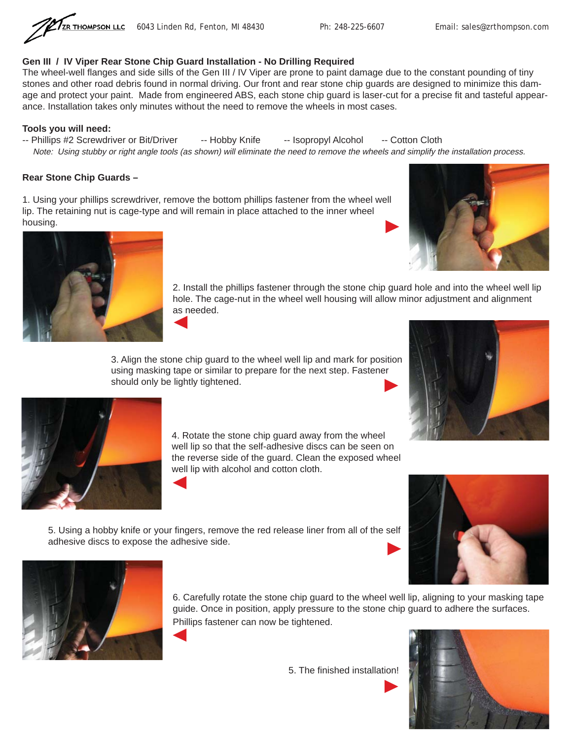ZR THOMPSON LLC 6043 Linden Rd, Fenton, MI 48430 Ph: 248-225-6607 Email: sales@zrthompson.com

**Gen III / IV Viper Rear Stone Chip Guard Installation - No Drilling Required**

The wheel-well flanges and side sills of the Gen III / IV Viper are prone to paint damage due to the constant pounding of tiny stones and other road debris found in normal driving. Our front and rear stone chip guards are designed to minimize this damage and protect your paint. Made from engineered ABS, each stone chip guard is laser-cut for a precise fit and tasteful appearance. Installation takes only minutes without the need to remove the wheels in most cases.

**Tools you will need:**

-- Phillips #2 Screwdriver or Bit/Driver -- Hobby Knife -- Isopropyl Alcohol -- Cotton Cloth

*Note: Using stubby or right angle tools (as shown) will eliminate the need to remove the wheels and simplify the installation process.*

**Rear Stone Chip Guards –**

1. Using your phillips screwdriver, remove the bottom phillips fastener from the wheel well lip. The retaining nut is cage-type and will remain in place attached to the inner wheel housing.

2. Install the phillips fastener through the stone chip guard hole and into the wheel well lip hole. The cage-nut in the wheel well housing will allow minor adjustment and alignment as needed.

3. Align the stone chip guard to the wheel well lip and mark for position using masking tape or similar to prepare for the next step. Fastener should only be lightly tightened.

4. Rotate the stone chip guard away from the wheel well lip so that the self-adhesive discs can be seen on the reverse side of the guard. Clean the exposed wheel well lip with alcohol and cotton cloth.

5. Using a hobby knife or your fingers, remove the red release liner from all of the self adhesive discs to expose the adhesive side.

6. Carefully rotate the stone chip guard to the wheel well lip, aligning to your masking tape guide. Once in position, apply pressure to the stone chip guard to adhere the surfaces. Phillips fastener can now be tightened.

5. The finished installation!